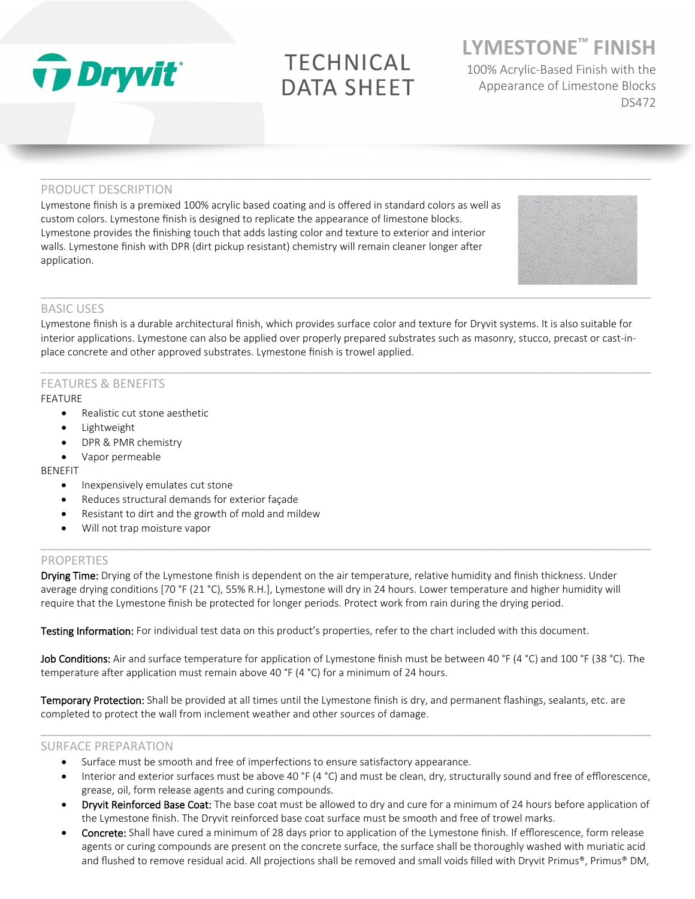Dryvit

# TECHNICAL DATA SHEET

# LYMESTONE™ FINISH

100% Acrylic-Based Finish with the Appearance of Limestone Blocks

DS472

## PRODUCT DESCRIPTION

Lymestone finish is a premixed 100% acrylic based coating and is offered in standard colors as well as custom colors. Lymestone finish is designed to replicate the appearance of limestone blocks. Lymestone provides the finishing touch that adds lasting color and texture to exterior and interior walls. Lymestone finish with DPR (dirt pickup resistant) chemistry will remain cleaner longer after application.

## BASIC USES

Lymestone finish is a durable architectural finish, which provides surface color and texture for Dryvit systems. It is also suitable for interior applications. Lymestone can also be applied over properly prepared substrates such as masonry, stucco, precast or cast-in-place concrete and other approved substrates. Lymestone finish is trowel applied.

## FEATURES & BENEFITS

FEATURE

- Realistic cut stone aesthetic
- Lightweight
- DPR & PMR chemistry
- Vapor permeable

BENEFIT

- Inexpensively emulates cut stone
- Reduces structural demands for exterior façade
- Resistant to dirt and the growth of mold and mildew
- Will not trap moisture vapor

## PROPERTIES

**Drying Time:** Drying of the Lymestone finish is dependent on the air temperature, relative humidity and finish thickness. Under average drying conditions [70 °F (21 °C), 55% R.H.], Lymestone will dry in 24 hours. Lower temperature and higher humidity will require that the Lymestone finish be protected for longer periods. Protect work from rain during the drying period.

**Testing Information:** For individual test data on this product's properties, refer to the chart included with this document.

**Job Conditions:** Air and surface temperature for application of Lymestone finish must be between 40 °F (4 °C) and 100 °F (38 °C). The temperature after application must remain above 40 °F (4 °C) for a minimum of 24 hours.

**Temporary Protection:** Shall be provided at all times until the Lymestone finish is dry, and permanent flashings, sealants, etc. are completed to protect the wall from inclement weather and other sources of damage.

## SURFACE PREPARATION

- Surface must be smooth and free of imperfections to ensure satisfactory appearance.
- Interior and exterior surfaces must be above 40 °F (4 °C) and must be clean, dry, structurally sound and free of efflorescence, grease, oil, form release agents and curing compounds.
- **Dryvit Reinforced Base Coat:** The base coat must be allowed to dry and cure for a minimum of 24 hours before application of the Lymestone finish. The Dryvit reinforced base coat surface must be smooth and free of trowel marks.
- **Concrete:** Shall have cured a minimum of 28 days prior to application of the Lymestone finish. If efflorescence, form release agents or curing compounds are present on the concrete surface, the surface shall be thoroughly washed with muriatic acid and flushed to remove residual acid. All projections shall be removed and small voids filled with Dryvit Primus®, Primus® DM,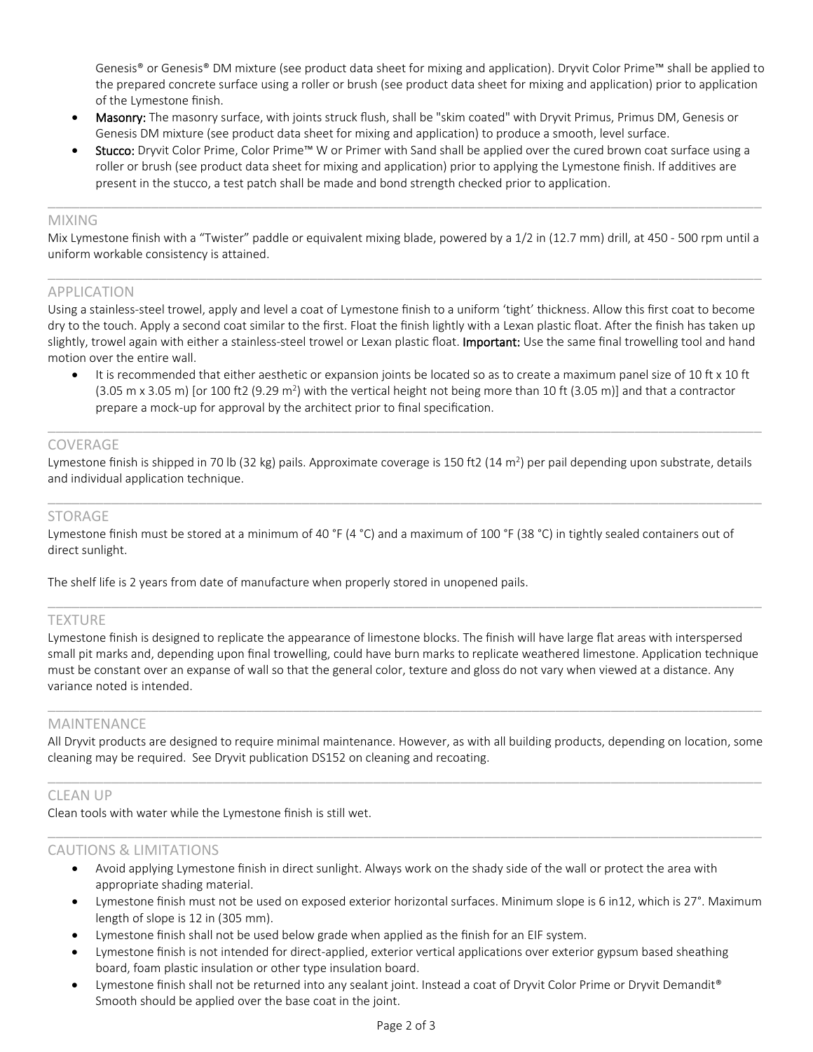Genesis® or Genesis® DM mixture (see product data sheet for mixing and application). Dryvit Color Prime™ shall be applied to the prepared concrete surface using a roller or brush (see product data sheet for mixing and application) prior to application of the Lymestone finish.

- **Masonry:** The masonry surface, with joints struck flush, shall be "skim coated" with Dryvit Primus, Primus DM, Genesis or Genesis DM mixture (see product data sheet for mixing and application) to produce a smooth, level surface.
- **Stucco:** Dryvit Color Prime, Color Prime™ W or Primer with Sand shall be applied over the cured brown coat surface using a roller or brush (see product data sheet for mixing and application) prior to applying the Lymestone finish. If additives are present in the stucco, a test patch shall be made and bond strength checked prior to application.

## MIXING

Mix Lymestone finish with a "Twister" paddle or equivalent mixing blade, powered by a 1/2 in (12.7 mm) drill, at 450 - 500 rpm until a uniform workable consistency is attained.

## APPLICATION

Using a stainless-steel trowel, apply and level a coat of Lymestone finish to a uniform 'tight' thickness. Allow this first coat to become dry to the touch. Apply a second coat similar to the first. Float the finish lightly with a Lexan plastic float. After the finish has taken up slightly, trowel again with either a stainless-steel trowel or Lexan plastic float. **Important:** Use the same final trowelling tool and hand motion over the entire wall.

- It is recommended that either aesthetic or expansion joints be located so as to create a maximum panel size of 10 ft x 10 ft (3.05 m x 3.05 m) [or 100 ft2 (9.29 m$^2$) with the vertical height not being more than 10 ft (3.05 m)] and that a contractor prepare a mock-up for approval by the architect prior to final specification.

## COVERAGE

Lymestone finish is shipped in 70 lb (32 kg) pails. Approximate coverage is 150 ft2 (14 m$^2$) per pail depending upon substrate, details and individual application technique.

## STORAGE

Lymestone finish must be stored at a minimum of 40 °F (4 °C) and a maximum of 100 °F (38 °C) in tightly sealed containers out of direct sunlight.

The shelf life is 2 years from date of manufacture when properly stored in unopened pails.

## TEXTURE

Lymestone finish is designed to replicate the appearance of limestone blocks. The finish will have large flat areas with interspersed small pit marks and, depending upon final trowelling, could have burn marks to replicate weathered limestone. Application technique must be constant over an expanse of wall so that the general color, texture and gloss do not vary when viewed at a distance. Any variance noted is intended.

## MAINTENANCE

All Dryvit products are designed to require minimal maintenance. However, as with all building products, depending on location, some cleaning may be required. See Dryvit publication DS152 on cleaning and recoating.

## CLEAN UP

Clean tools with water while the Lymestone finish is still wet.

## CAUTIONS & LIMITATIONS

- Avoid applying Lymestone finish in direct sunlight. Always work on the shady side of the wall or protect the area with appropriate shading material.
- Lymestone finish must not be used on exposed exterior horizontal surfaces. Minimum slope is 6 in12, which is 27°. Maximum length of slope is 12 in (305 mm).
- Lymestone finish shall not be used below grade when applied as the finish for an EIF system.
- Lymestone finish is not intended for direct-applied, exterior vertical applications over exterior gypsum based sheathing board, foam plastic insulation or other type insulation board.
- Lymestone finish shall not be returned into any sealant joint. Instead a coat of Dryvit Color Prime or Dryvit Demandit® Smooth should be applied over the base coat in the joint.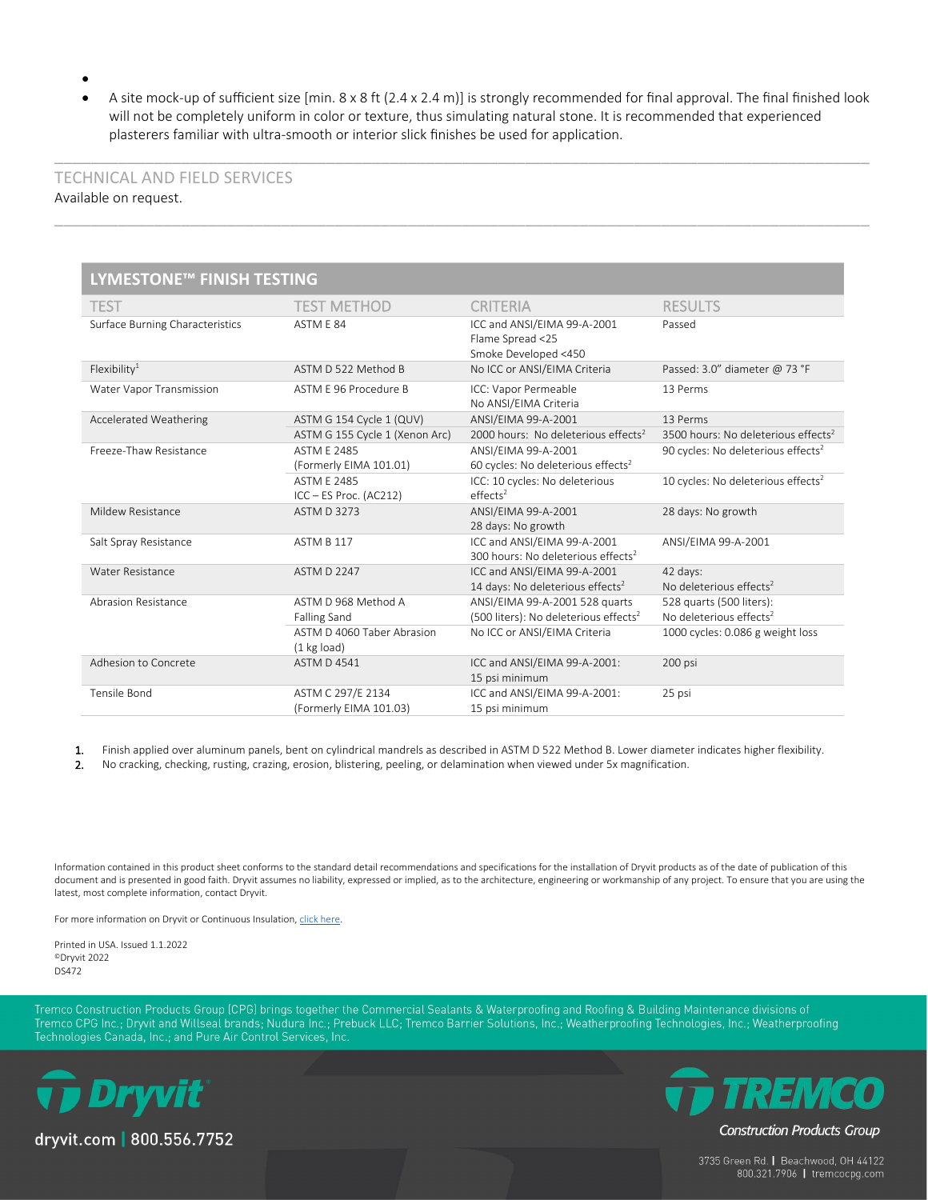- 
- A site mock-up of sufficient size [min. 8 x 8 ft (2.4 x 2.4 m)] is strongly recommended for final approval. The final finished look will not be completely uniform in color or texture, thus simulating natural stone. It is recommended that experienced plasterers familiar with ultra-smooth or interior slick finishes be used for application.

## TECHNICAL AND FIELD SERVICES

Available on request.

## LYMESTONE™ FINISH TESTING

| TEST | TEST METHOD | CRITERIA | RESULTS |
|---|---|---|---|
| Surface Burning Characteristics | ASTM E 84 | ICC and ANSI/EIMA 99-A-2001 Flame Spread <25 Smoke Developed <450 | Passed |
| Flexibility[1] | ASTM D 522 Method B | No ICC or ANSI/EIMA Criteria | Passed: 3.0" diameter @ 73 °F |
| Water Vapor Transmission | ASTM E 96 Procedure B | ICC: Vapor Permeable No ANSI/EIMA Criteria | 13 Perms |
| Accelerated Weathering | ASTM G 154 Cycle 1 (QUV) | ANSI/EIMA 99-A-2001 | 13 Perms |
| | ASTM G 155 Cycle 1 (Xenon Arc) | 2000 hours: No deleterious effects[2] | 3500 hours: No deleterious effects[2] |
| Freeze-Thaw Resistance | ASTM E 2485 (Formerly EIMA 101.01) | ANSI/EIMA 99-A-2001 60 cycles: No deleterious effects[2] | 90 cycles: No deleterious effects[2] |
| | ASTM E 2485 ICC – ES Proc. (AC212) | ICC: 10 cycles: No deleterious effects[2] | 10 cycles: No deleterious effects[2] |
| Mildew Resistance | ASTM D 3273 | ANSI/EIMA 99-A-2001 28 days: No growth | 28 days: No growth |
| Salt Spray Resistance | ASTM B 117 | ICC and ANSI/EIMA 99-A-2001 300 hours: No deleterious effects[2] | ANSI/EIMA 99-A-2001 |
| Water Resistance | ASTM D 2247 | ICC and ANSI/EIMA 99-A-2001 14 days: No deleterious effects[2] | 42 days: No deleterious effects[2] |
| Abrasion Resistance | ASTM D 968 Method A Falling Sand | ANSI/EIMA 99-A-2001 528 quarts (500 liters): No deleterious effects[2] | 528 quarts (500 liters): No deleterious effects[2] |
| | ASTM D 4060 Taber Abrasion (1 kg load) | No ICC or ANSI/EIMA Criteria | 1000 cycles: 0.086 g weight loss |
| Adhesion to Concrete | ASTM D 4541 | ICC and ANSI/EIMA 99-A-2001: 15 psi minimum | 200 psi |
| Tensile Bond | ASTM C 297/E 2134 (Formerly EIMA 101.03) | ICC and ANSI/EIMA 99-A-2001: 15 psi minimum | 25 psi |

1. Finish applied over aluminum panels, bent on cylindrical mandrels as described in ASTM D 522 Method B. Lower diameter indicates higher flexibility.
2. No cracking, checking, rusting, crazing, erosion, blistering, peeling, or delamination when viewed under 5x magnification.

Information contained in this product sheet conforms to the standard detail recommendations and specifications for the installation of Dryvit products as of the date of publication of this document and is presented in good faith. Dryvit assumes no liability, expressed or implied, as to the architecture, engineering or workmanship of any project. To ensure that you are using the latest, most complete information, contact Dryvit.

For more information on Dryvit or Continuous Insulation, click here.

Printed in USA. Issued 1.1.2022
©Dryvit 2022
DS472

Tremco Construction Products Group (CPG) brings together the Commercial Sealants & Waterproofing and Roofing & Building Maintenance divisions of Tremco CPG Inc.; Dryvit and Willseal brands; Nudura Inc.; Prebuck LLC; Tremco Barrier Solutions, Inc.; Weatherproofing Technologies, Inc.; Weatherproofing Technologies Canada, Inc.; and Pure Air Control Services, Inc.

Dryvit
dryvit.com | 800.556.7752

TREMCO
Construction Products Group
3735 Green Rd. | Beachwood, OH 44122
800.321.7906 | tremcocpg.com